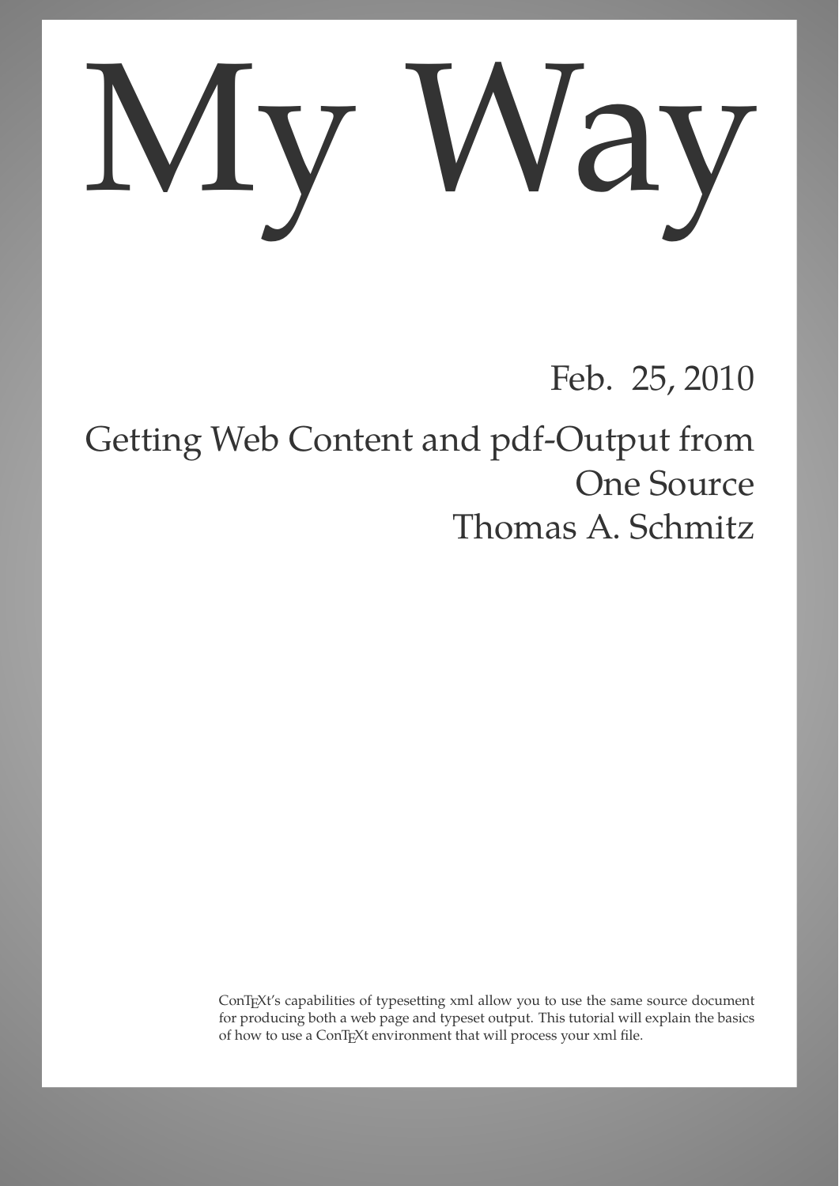# My Way

Feb. 25, 2010

## Getting Web Content and pdf-Output from One Source

Thomas A. Schmitz

ConTEXt's capabilities of typesetting xml allow you to use the same source document for producing both a web page and typeset output. This tutorial will explain the basics of how to use a ConTEXt environment that will process your xml file.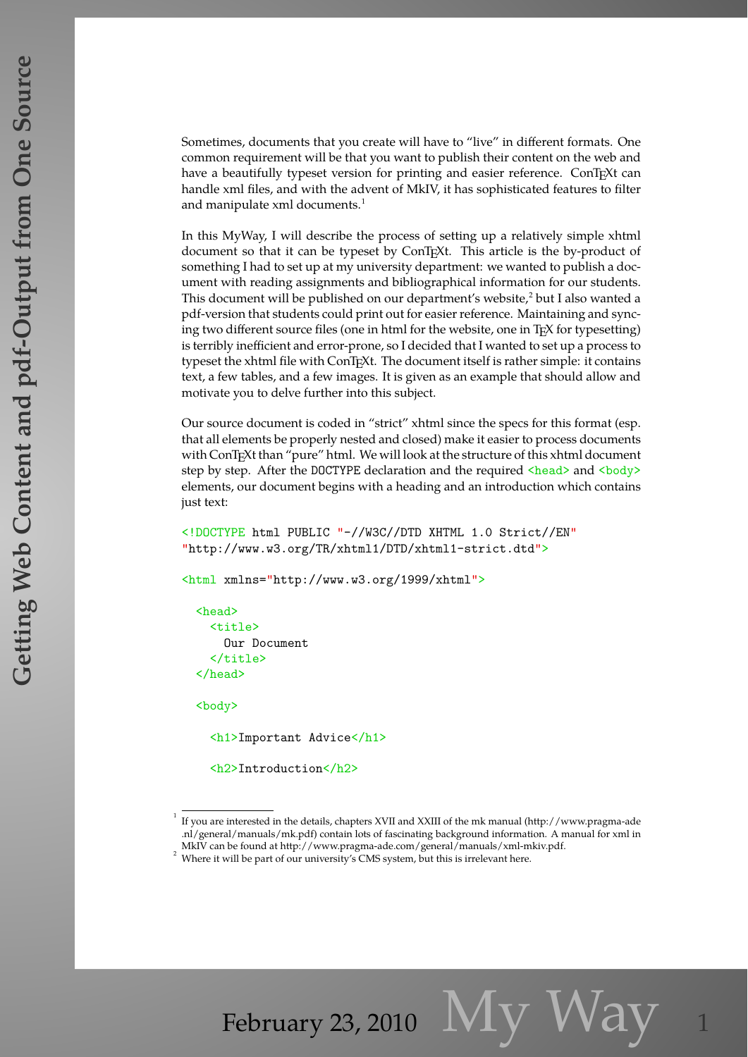Sometimes, documents that you create will have to “live” in different formats. One common requirement will be that you want to publish their content on the web and have a beautifully typeset version for printing and easier reference. ConTEXt can handle xml files, and with the advent of MkIV, it has sophisticated features to filter and manipulate xml documents.[1]

In this MyWay, I will describe the process of setting up a relatively simple xhtml document so that it can be typeset by ConTEXt. This article is the by-product of something I had to set up at my university department: we wanted to publish a document with reading assignments and bibliographical information for our students. This document will be published on our department’s website,[2] but I also wanted a pdf-version that students could print out for easier reference. Maintaining and syncing two different source files (one in html for the website, one in TEX for typesetting) is terribly inefficient and error-prone, so I decided that I wanted to set up a process to typeset the xhtml file with ConTEXt. The document itself is rather simple: it contains text, a few tables, and a few images. It is given as an example that should allow and motivate you to delve further into this subject.

Our source document is coded in “strict” xhtml since the specs for this format (esp. that all elements be properly nested and closed) make it easier to process documents with ConTEXt than “pure” html. We will look at the structure of this xhtml document step by step. After the `DOCTYPE` declaration and the required `<head>` and `<body>` elements, our document begins with a heading and an introduction which contains just text:

```
<!DOCTYPE html PUBLIC "-//W3C//DTD XHTML 1.0 Strict//EN"
"http://www.w3.org/TR/xhtml1/DTD/xhtml1-strict.dtd">

<html xmlns="http://www.w3.org/1999/xhtml">

  <head>
    <title>
      Our Document
    </title>
  </head>

  <body>

    <h1>Important Advice</h1>

    <h2>Introduction</h2>
```

[1] If you are interested in the details, chapters XVII and XXIII of the mk manual (http://www.pragma-ade.nl/general/manuals/mk.pdf) contain lots of fascinating background information. A manual for xml in MkIV can be found at http://www.pragma-ade.com/general/manuals/xml-mkiv.pdf.

[2] Where it will be part of our university’s CMS system, but this is irrelevant here.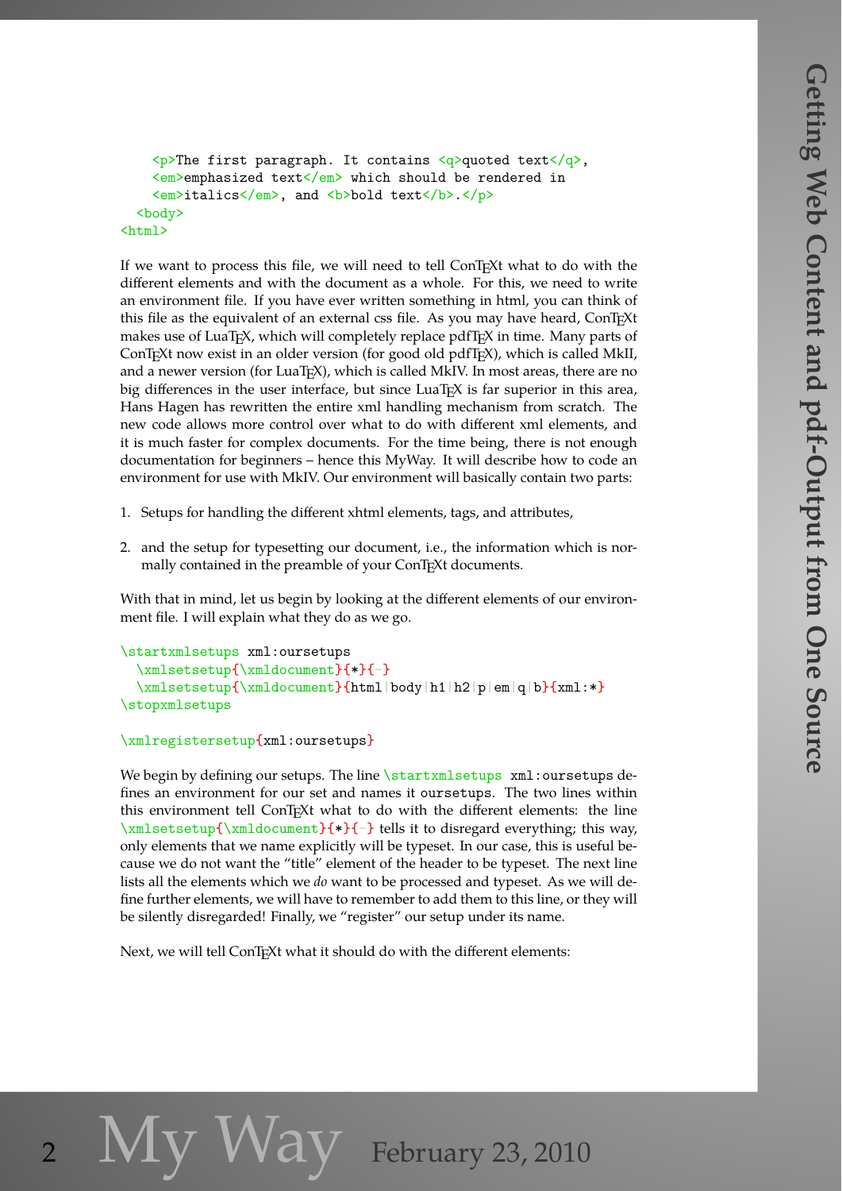```
    <p>The first paragraph. It contains <q>quoted text</q>,
    <em>emphasized text</em> which should be rendered in
    <em>italics</em>, and <b>bold text</b>.</p>
  <body>
<html>
```

If we want to process this file, we will need to tell ConTEXt what to do with the different elements and with the document as a whole. For this, we need to write an environment file. If you have ever written something in html, you can think of this file as the equivalent of an external css file. As you may have heard, ConTEXt makes use of LuaTEX, which will completely replace pdfTEX in time. Many parts of ConTEXt now exist in an older version (for good old pdfTEX), which is called MkII, and a newer version (for LuaTEX), which is called MkIV. In most areas, there are no big differences in the user interface, but since LuaTEX is far superior in this area, Hans Hagen has rewritten the entire xml handling mechanism from scratch. The new code allows more control over what to do with different xml elements, and it is much faster for complex documents. For the time being, there is not enough documentation for beginners – hence this MyWay. It will describe how to code an environment for use with MkIV. Our environment will basically contain two parts:

1. Setups for handling the different xhtml elements, tags, and attributes,

2. and the setup for typesetting our document, i.e., the information which is normally contained in the preamble of your ConTEXt documents.

With that in mind, let us begin by looking at the different elements of our environment file. I will explain what they do as we go.

```
\startxmlsetups xml:oursetups
  \xmlsetsetup{\xmldocument}{*}{-}
  \xmlsetsetup{\xmldocument}{html|body|h1|h2|p|em|q|b}{xml:*}
\stopxmlsetups

\xmlregistersetup{xml:oursetups}
```

We begin by defining our setups. The line `\startxmlsetups xml:oursetups` defines an environment for our set and names it `oursetups`. The two lines within this environment tell ConTEXt what to do with the different elements: the line `\xmlsetsetup{\xmldocument}{*}{-}` tells it to disregard everything; this way, only elements that we name explicitly will be typeset. In our case, this is useful because we do not want the "title" element of the header to be typeset. The next line lists all the elements which we *do* want to be processed and typeset. As we will define further elements, we will have to remember to add them to this line, or they will be silently disregarded! Finally, we "register" our setup under its name.

Next, we will tell ConTEXt what it should do with the different elements: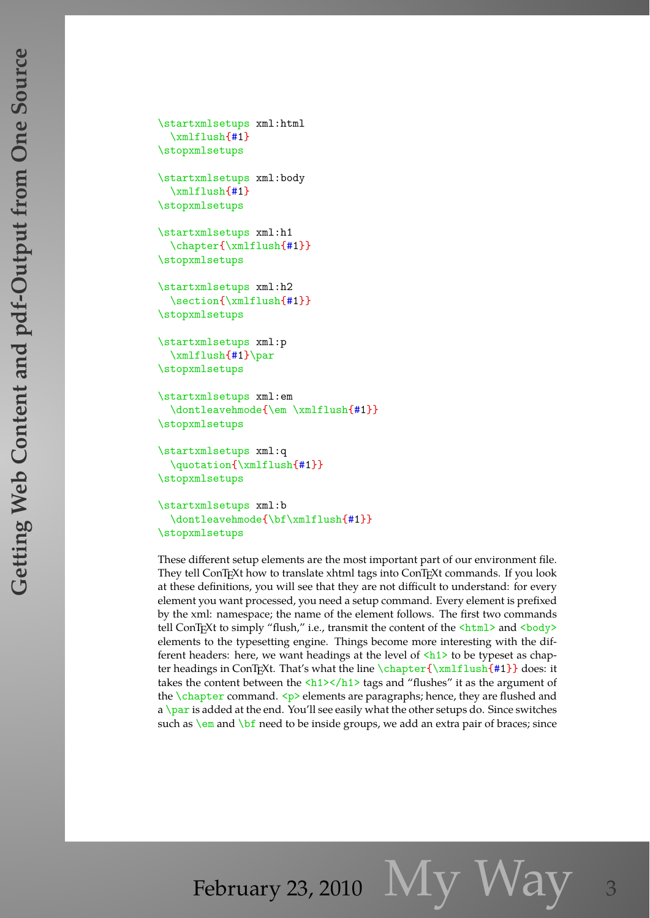```
\startxmlsetups xml:html
  \xmlflush{#1}
\stopxmlsetups

\startxmlsetups xml:body
  \xmlflush{#1}
\stopxmlsetups

\startxmlsetups xml:h1
  \chapter{\xmlflush{#1}}
\stopxmlsetups

\startxmlsetups xml:h2
  \section{\xmlflush{#1}}
\stopxmlsetups

\startxmlsetups xml:p
  \xmlflush{#1}\par
\stopxmlsetups

\startxmlsetups xml:em
  \dontleavehmode{\em \xmlflush{#1}}
\stopxmlsetups

\startxmlsetups xml:q
  \quotation{\xmlflush{#1}}
\stopxmlsetups

\startxmlsetups xml:b
  \dontleavehmode{\bf\xmlflush{#1}}
\stopxmlsetups
```

These different setup elements are the most important part of our environment file. They tell ConTEXt how to translate xhtml tags into ConTEXt commands. If you look at these definitions, you will see that they are not difficult to understand: for every element you want processed, you need a setup command. Every element is prefixed by the xml: namespace; the name of the element follows. The first two commands tell ConTEXt to simply "flush," i.e., transmit the content of the `<html>` and `<body>` elements to the typesetting engine. Things become more interesting with the different headers: here, we want headings at the level of `<h1>` to be typeset as chapter headings in ConTEXt. That's what the line `\chapter{\xmlflush{#1}}` does: it takes the content between the `<h1></h1>` tags and "flushes" it as the argument of the `\chapter` command. `<p>` elements are paragraphs; hence, they are flushed and a `\par` is added at the end. You'll see easily what the other setups do. Since switches such as `\em` and `\bf` need to be inside groups, we add an extra pair of braces; since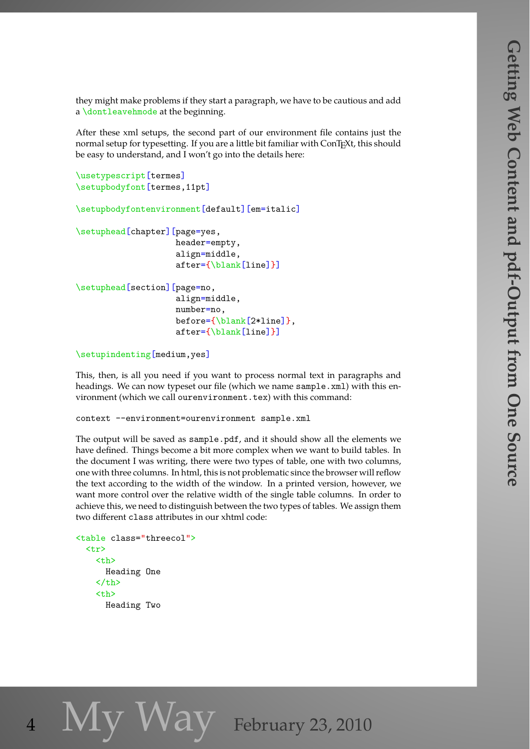they might make problems if they start a paragraph, we have to be cautious and add a `\dontleavehmode` at the beginning.

After these xml setups, the second part of our environment file contains just the normal setup for typesetting. If you are a little bit familiar with ConTEXt, this should be easy to understand, and I won't go into the details here:

```
\usetypescript[termes]
\setupbodyfont[termes,11pt]

\setupbodyfontenvironment[default][em=italic]

\setuphead[chapter][page=yes,
                    header=empty,
                    align=middle,
                    after={\blank[line]}]

\setuphead[section][page=no,
                    align=middle,
                    number=no,
                    before={\blank[2*line]},
                    after={\blank[line]}]

\setupindenting[medium,yes]
```

This, then, is all you need if you want to process normal text in paragraphs and headings. We can now typeset our file (which we name `sample.xml`) with this environment (which we call `ourenvironment.tex`) with this command:

```
context --environment=ourenvironment sample.xml
```

The output will be saved as `sample.pdf`, and it should show all the elements we have defined. Things become a bit more complex when we want to build tables. In the document I was writing, there were two types of table, one with two columns, one with three columns. In html, this is not problematic since the browser will reflow the text according to the width of the window. In a printed version, however, we want more control over the relative width of the single table columns. In order to achieve this, we need to distinguish between the two types of tables. We assign them two different `class` attributes in our xhtml code:

```
<table class="threecol">
  <tr>
    <th>
      Heading One
    </th>
    <th>
      Heading Two
```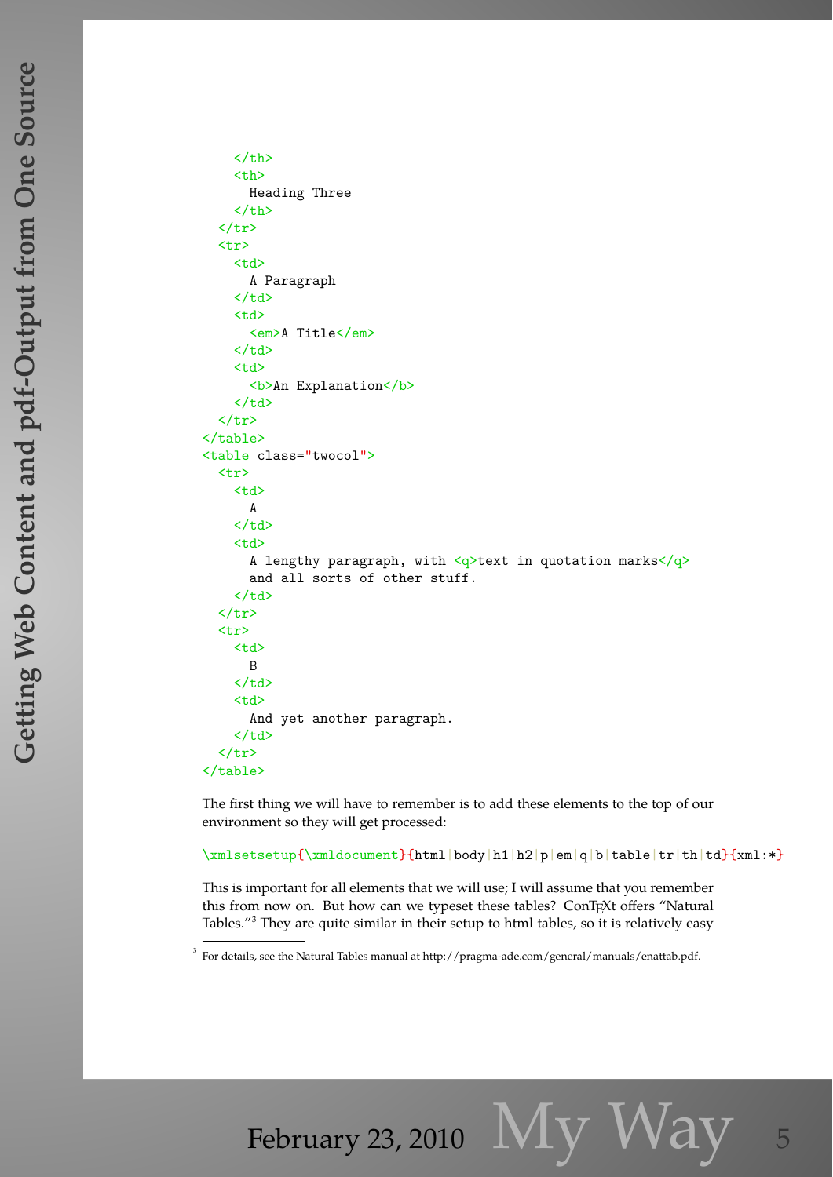```
    </th>
    <th>
      Heading Three
    </th>
  </tr>
  <tr>
    <td>
      A Paragraph
    </td>
    <td>
      <em>A Title</em>
    </td>
    <td>
      <b>An Explanation</b>
    </td>
  </tr>
</table>
<table class="twocol">
  <tr>
    <td>
      A
    </td>
    <td>
      A lengthy paragraph, with <q>text in quotation marks</q>
      and all sorts of other stuff.
    </td>
  </tr>
  <tr>
    <td>
      B
    </td>
    <td>
      And yet another paragraph.
    </td>
  </tr>
</table>
```

The first thing we will have to remember is to add these elements to the top of our environment so they will get processed:

```
\xmlsetsetup{\xmldocument}{html|body|h1|h2|p|em|q|b|table|tr|th|td}{xml:*}
```

This is important for all elements that we will use; I will assume that you remember this from now on. But how can we typeset these tables? ConTEXt offers "Natural Tables."[3] They are quite similar in their setup to html tables, so it is relatively easy

[3] For details, see the Natural Tables manual at http://pragma-ade.com/general/manuals/enattab.pdf.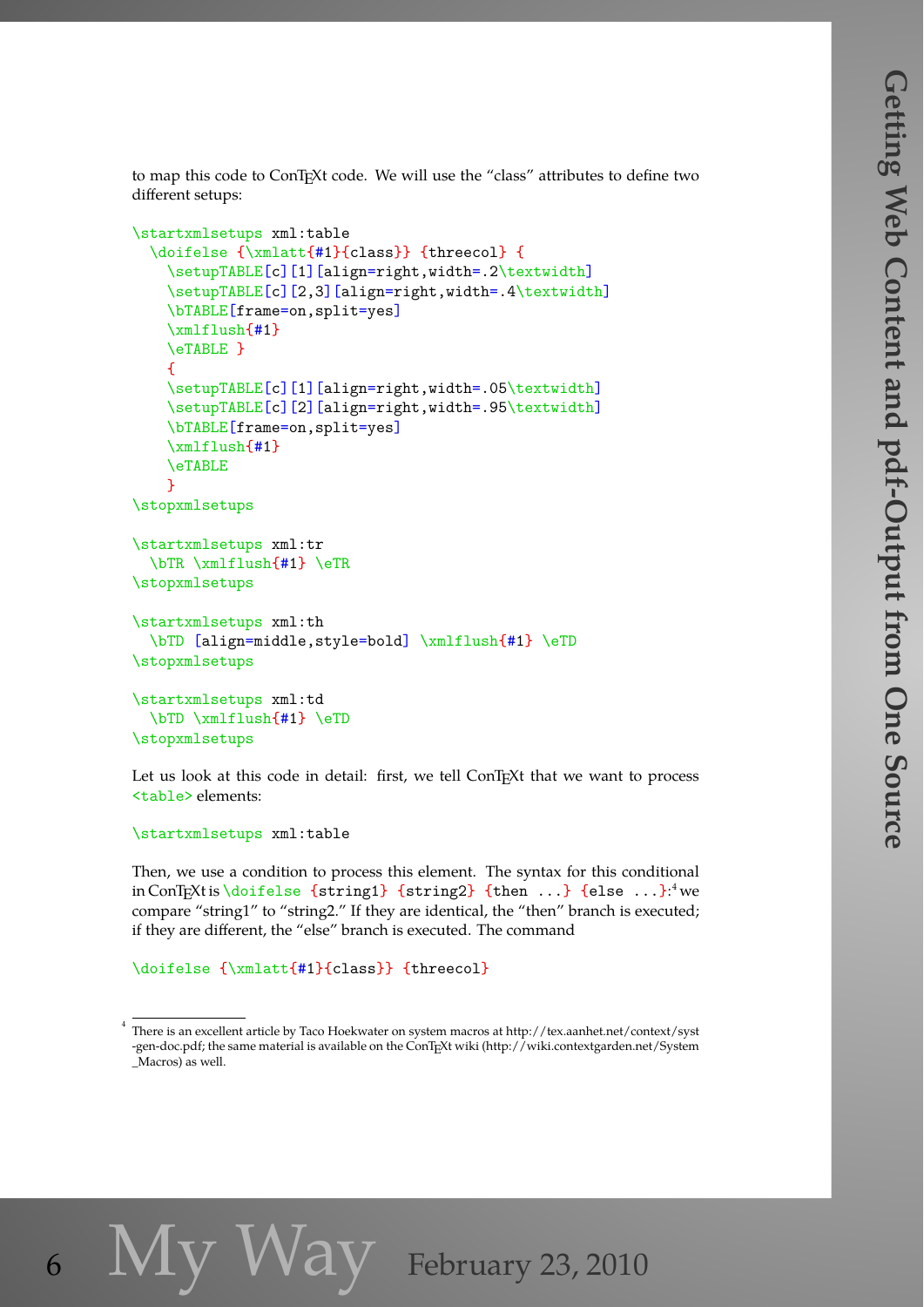to map this code to ConTEXt code. We will use the "class" attributes to define two different setups:

```
\startxmlsetups xml:table
  \doifelse {\xmlatt{#1}{class}} {threecol} {
    \setupTABLE[c][1][align=right,width=.2\textwidth]
    \setupTABLE[c][2,3][align=right,width=.4\textwidth]
    \bTABLE[frame=on,split=yes]
    \xmlflush{#1}
    \eTABLE }
    {
    \setupTABLE[c][1][align=right,width=.05\textwidth]
    \setupTABLE[c][2][align=right,width=.95\textwidth]
    \bTABLE[frame=on,split=yes]
    \xmlflush{#1}
    \eTABLE
    }
\stopxmlsetups

\startxmlsetups xml:tr
  \bTR \xmlflush{#1} \eTR
\stopxmlsetups

\startxmlsetups xml:th
  \bTD [align=middle,style=bold] \xmlflush{#1} \eTD
\stopxmlsetups

\startxmlsetups xml:td
  \bTD \xmlflush{#1} \eTD
\stopxmlsetups
```

Let us look at this code in detail: first, we tell ConTEXt that we want to process `<table>` elements:

```
\startxmlsetups xml:table
```

Then, we use a condition to process this element. The syntax for this conditional in ConTEXt is `\doifelse {string1} {string2} {then ...} {else ...}`:[4] we compare "string1" to "string2." If they are identical, the "then" branch is executed; if they are different, the "else" branch is executed. The command

```
\doifelse {\xmlatt{#1}{class}} {threecol}
```

[4] There is an excellent article by Taco Hoekwater on system macros at http://tex.aanhet.net/context/syst-gen-doc.pdf; the same material is available on the ConTEXt wiki (http://wiki.contextgarden.net/System_Macros) as well.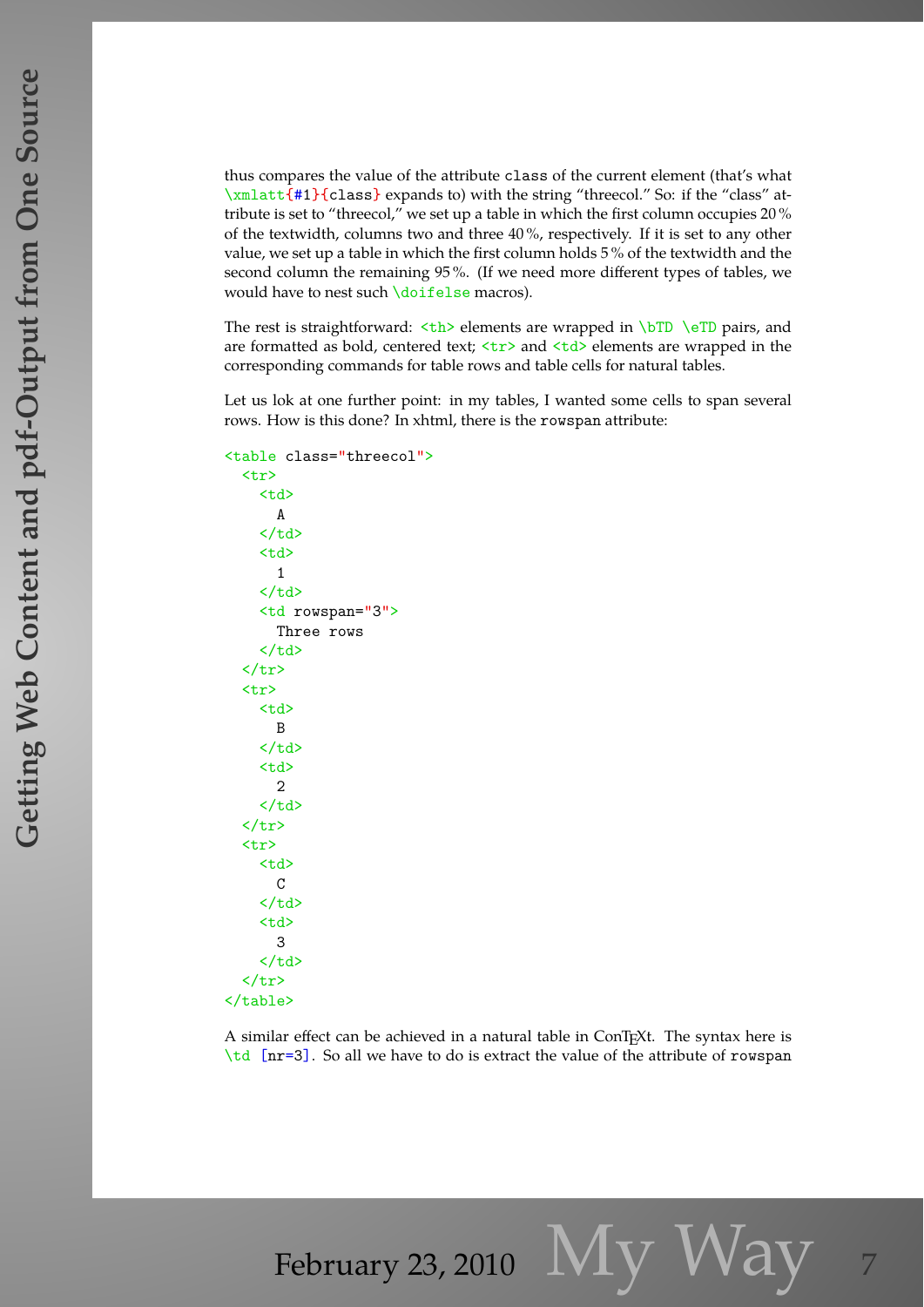thus compares the value of the attribute `class` of the current element (that's what `\xmlatt{#1}{class}` expands to) with the string "threecol." So: if the "class" attribute is set to "threecol," we set up a table in which the first column occupies 20 % of the textwidth, columns two and three 40 %, respectively. If it is set to any other value, we set up a table in which the first column holds 5 % of the textwidth and the second column the remaining 95 %. (If we need more different types of tables, we would have to nest such `\doifelse` macros).

The rest is straightforward: `<th>` elements are wrapped in `\bTD \eTD` pairs, and are formatted as bold, centered text; `<tr>` and `<td>` elements are wrapped in the corresponding commands for table rows and table cells for natural tables.

Let us lok at one further point: in my tables, I wanted some cells to span several rows. How is this done? In xhtml, there is the `rowspan` attribute:

```
<table class="threecol">
  <tr>
    <td>
      A
    </td>
    <td>
      1
    </td>
    <td rowspan="3">
      Three rows
    </td>
  </tr>
  <tr>
    <td>
      B
    </td>
    <td>
      2
    </td>
  </tr>
  <tr>
    <td>
      C
    </td>
    <td>
      3
    </td>
  </tr>
</table>
```

A similar effect can be achieved in a natural table in ConTEXt. The syntax here is `\td [nr=3]`. So all we have to do is extract the value of the attribute of `rowspan`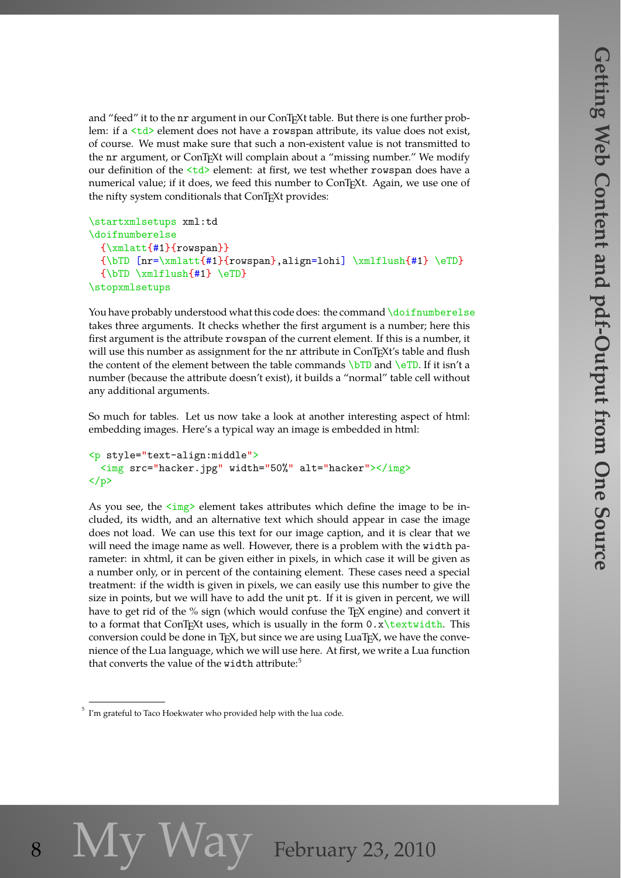and "feed" it to the nr argument in our ConTEXt table. But there is one further problem: if a `<td>` element does not have a `rowspan` attribute, its value does not exist, of course. We must make sure that such a non-existent value is not transmitted to the `nr` argument, or ConTEXt will complain about a "missing number." We modify our definition of the `<td>` element: at first, we test whether `rowspan` does have a numerical value; if it does, we feed this number to ConTEXt. Again, we use one of the nifty system conditionals that ConTEXt provides:

```
\startxmlsetups xml:td
\doifnumberelse
  {\xmlatt{#1}{rowspan}}
  {\bTD [nr=\xmlatt{#1}{rowspan},align=lohi] \xmlflush{#1} \eTD}
  {\bTD \xmlflush{#1} \eTD}
\stopxmlsetups
```

You have probably understood what this code does: the command `\doifnumberelse` takes three arguments. It checks whether the first argument is a number; here this first argument is the attribute `rowspan` of the current element. If this is a number, it will use this number as assignment for the `nr` attribute in ConTEXt's table and flush the content of the element between the table commands `\bTD` and `\eTD`. If it isn't a number (because the attribute doesn't exist), it builds a "normal" table cell without any additional arguments.

So much for tables. Let us now take a look at another interesting aspect of html: embedding images. Here's a typical way an image is embedded in html:

```
<p style="text-align:middle">
  <img src="hacker.jpg" width="50%" alt="hacker"></img>
</p>
```

As you see, the `<img>` element takes attributes which define the image to be included, its width, and an alternative text which should appear in case the image does not load. We can use this text for our image caption, and it is clear that we will need the image name as well. However, there is a problem with the `width` parameter: in xhtml, it can be given either in pixels, in which case it will be given as a number only, or in percent of the containing element. These cases need a special treatment: if the width is given in pixels, we can easily use this number to give the size in points, but we will have to add the unit `pt`. If it is given in percent, we will have to get rid of the % sign (which would confuse the TEX engine) and convert it to a format that ConTEXt uses, which is usually in the form `0.x\textwidth`. This conversion could be done in TEX, but since we are using LuaTEX, we have the convenience of the Lua language, which we will use here. At first, we write a Lua function that converts the value of the `width` attribute:[5]

[5] I'm grateful to Taco Hoekwater who provided help with the lua code.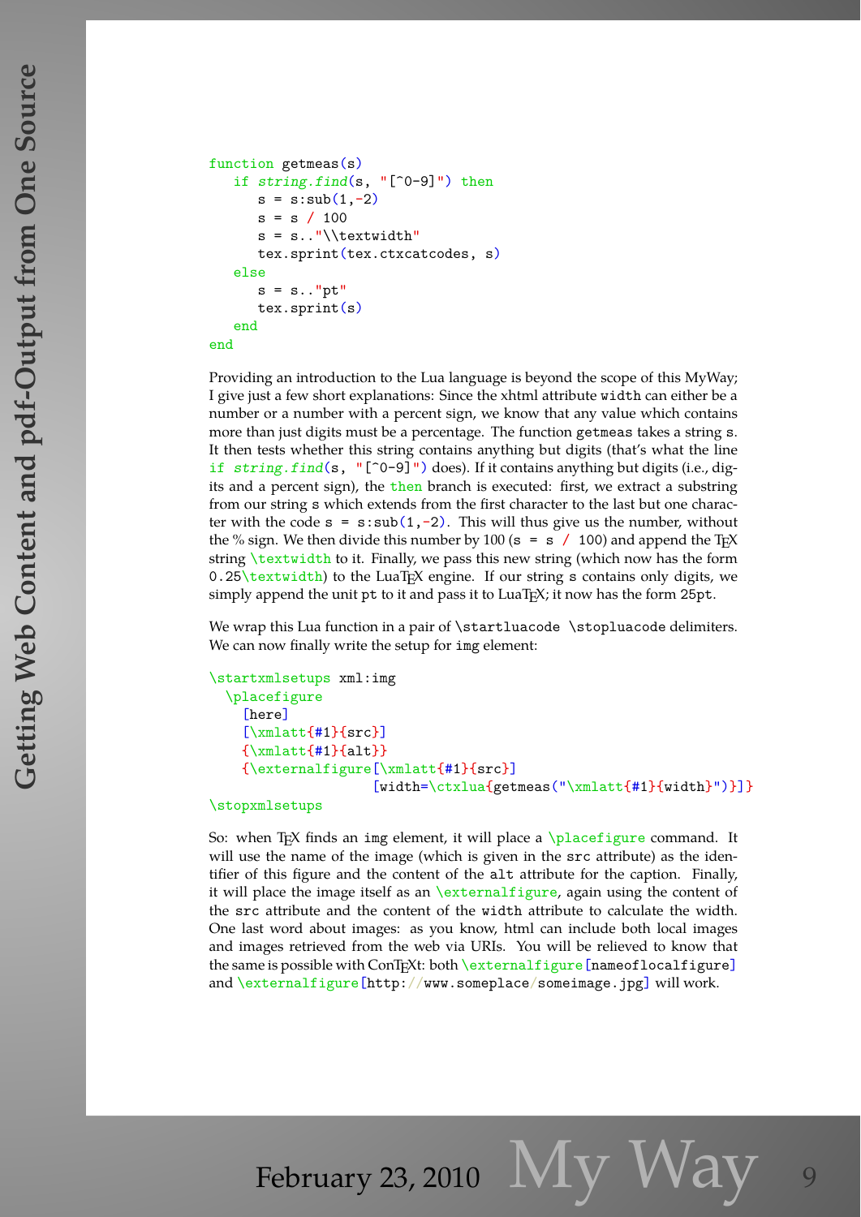```
function getmeas(s)
   if string.find(s, "[^0-9]") then
      s = s:sub(1,-2)
      s = s / 100
      s = s.."\\textwidth"
      tex.sprint(tex.ctxcatcodes, s)
   else
      s = s.."pt"
      tex.sprint(s)
   end
end
```

Providing an introduction to the Lua language is beyond the scope of this MyWay; I give just a few short explanations: Since the xhtml attribute `width` can either be a number or a number with a percent sign, we know that any value which contains more than just digits must be a percentage. The function `getmeas` takes a string `s`. It then tests whether this string contains anything but digits (that's what the line `if string.find(s, "[^0-9]")` does). If it contains anything but digits (i.e., digits and a percent sign), the `then` branch is executed: first, we extract a substring from our string `s` which extends from the first character to the last but one character with the code `s = s:sub(1,-2)`. This will thus give us the number, without the % sign. We then divide this number by 100 (`s = s / 100`) and append the TEX string `\textwidth` to it. Finally, we pass this new string (which now has the form `0.25\textwidth`) to the LuaTEX engine. If our string `s` contains only digits, we simply append the unit `pt` to it and pass it to LuaTEX; it now has the form `25pt`.

We wrap this Lua function in a pair of `\startluacode` `\stopluacode` delimiters. We can now finally write the setup for `img` element:

```
\startxmlsetups xml:img
  \placefigure
    [here]
    [\xmlatt{#1}{src}]
    {\xmlatt{#1}{alt}}
    {\externalfigure[\xmlatt{#1}{src}]
                    [width=\ctxlua{getmeas("\xmlatt{#1}{width}")}]}
\stopxmlsetups
```

So: when TEX finds an `img` element, it will place a `\placefigure` command. It will use the name of the image (which is given in the `src` attribute) as the identifier of this figure and the content of the `alt` attribute for the caption. Finally, it will place the image itself as an `\externalfigure`, again using the content of the `src` attribute and the content of the `width` attribute to calculate the width. One last word about images: as you know, html can include both local images and images retrieved from the web via URIs. You will be relieved to know that the same is possible with ConTEXt: both `\externalfigure[nameoflocalfigure]` and `\externalfigure[http://www.someplace/someimage.jpg]` will work.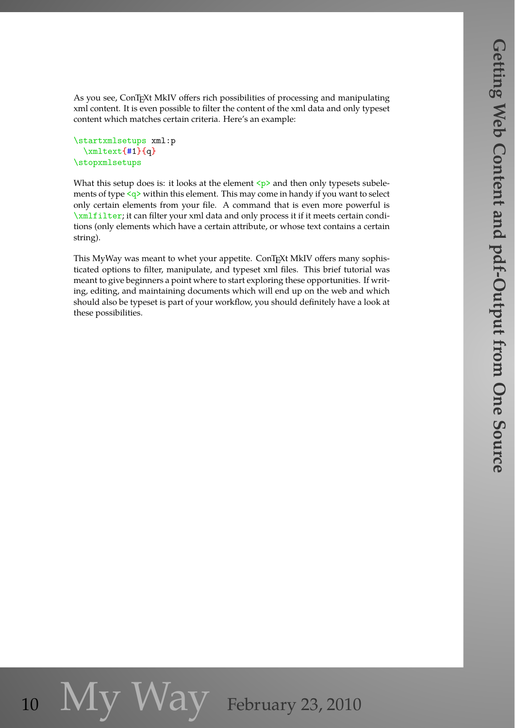As you see, ConTEXt MkIV offers rich possibilities of processing and manipulating xml content. It is even possible to filter the content of the xml data and only typeset content which matches certain criteria. Here's an example:

```
\startxmlsetups xml:p
  \xmltext{#1}{q}
\stopxmlsetups
```

What this setup does is: it looks at the element `<p>` and then only typesets subelements of type `<q>` within this element. This may come in handy if you want to select only certain elements from your file. A command that is even more powerful is `\xmlfilter`; it can filter your xml data and only process it if it meets certain conditions (only elements which have a certain attribute, or whose text contains a certain string).

This MyWay was meant to whet your appetite. ConTEXt MkIV offers many sophisticated options to filter, manipulate, and typeset xml files. This brief tutorial was meant to give beginners a point where to start exploring these opportunities. If writing, editing, and maintaining documents which will end up on the web and which should also be typeset is part of your workflow, you should definitely have a look at these possibilities.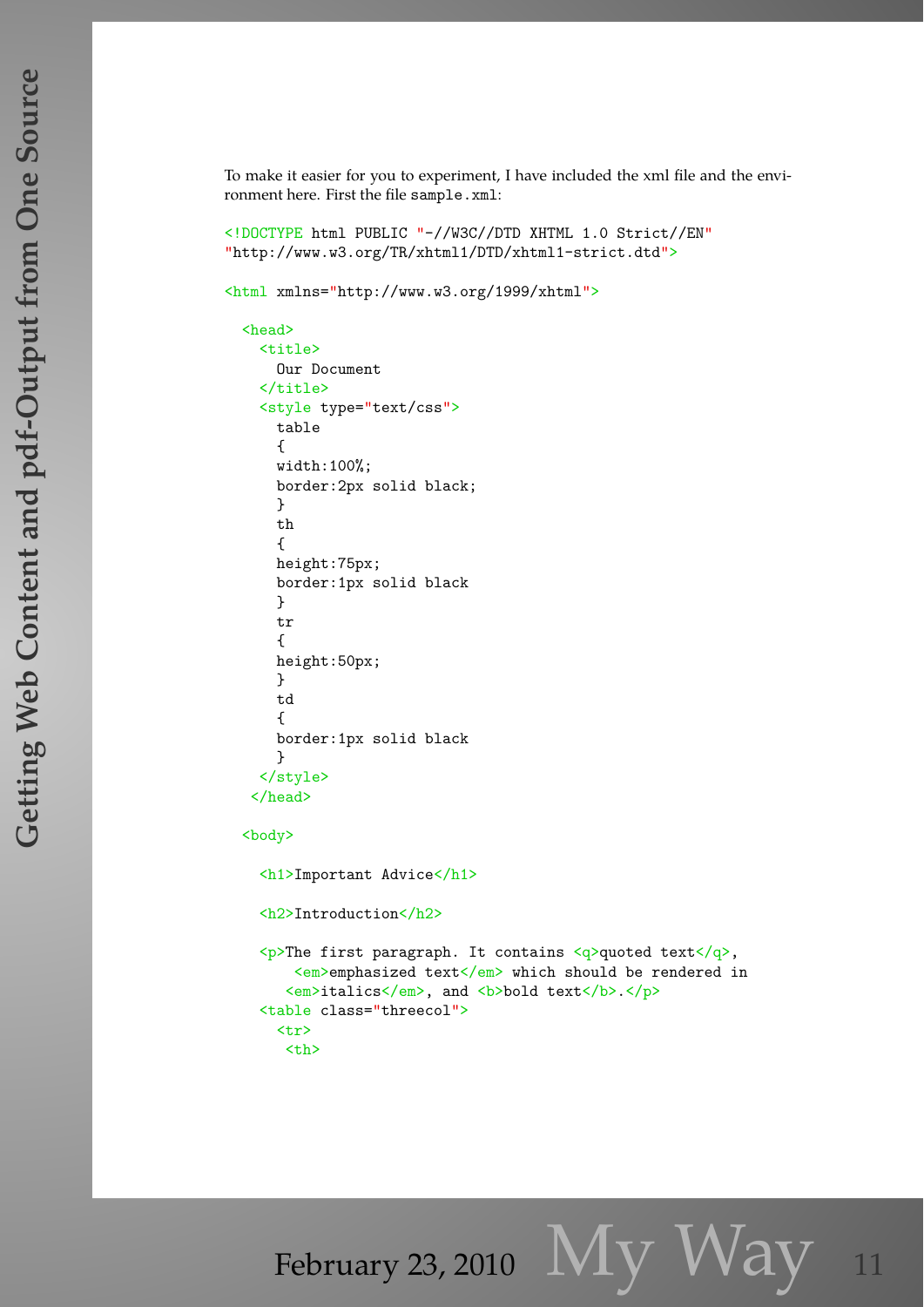To make it easier for you to experiment, I have included the xml file and the environment here. First the file `sample.xml`:

```
<!DOCTYPE html PUBLIC "-//W3C//DTD XHTML 1.0 Strict//EN"
"http://www.w3.org/TR/xhtml1/DTD/xhtml1-strict.dtd">

<html xmlns="http://www.w3.org/1999/xhtml">

  <head>
    <title>
      Our Document
    </title>
    <style type="text/css">
      table
      {
      width:100%;
      border:2px solid black;
      }
      th
      {
      height:75px;
      border:1px solid black
      }
      tr
      {
      height:50px;
      }
      td
      {
      border:1px solid black
      }
    </style>
   </head>

  <body>

    <h1>Important Advice</h1>

    <h2>Introduction</h2>

    <p>The first paragraph. It contains <q>quoted text</q>,
        <em>emphasized text</em> which should be rendered in
       <em>italics</em>, and <b>bold text</b>.</p>
    <table class="threecol">
      <tr>
       <th>
```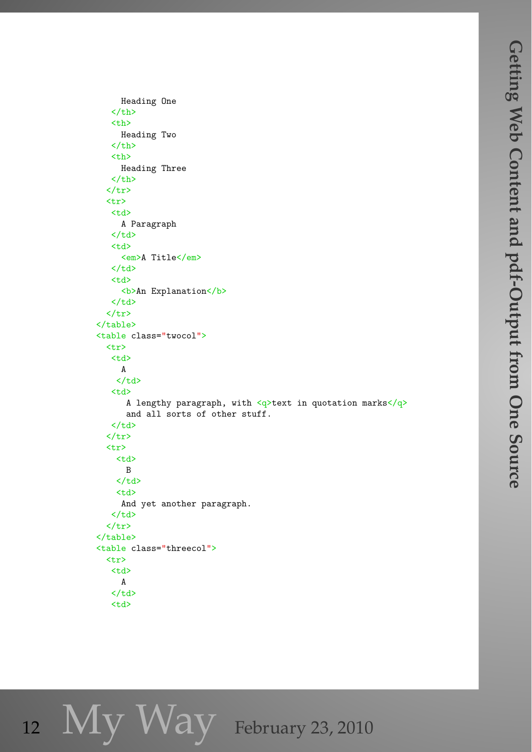```
      Heading One
    </th>
    <th>
      Heading Two
    </th>
    <th>
      Heading Three
    </th>
  </tr>
  <tr>
    <td>
      A Paragraph
    </td>
    <td>
      <em>A Title</em>
    </td>
    <td>
      <b>An Explanation</b>
    </td>
  </tr>
</table>
<table class="twocol">
  <tr>
    <td>
      A
     </td>
    <td>
       A lengthy paragraph, with <q>text in quotation marks</q>
       and all sorts of other stuff.
    </td>
  </tr>
  <tr>
     <td>
       B
     </td>
     <td>
      And yet another paragraph.
    </td>
  </tr>
</table>
<table class="threecol">
  <tr>
    <td>
      A
    </td>
    <td>
```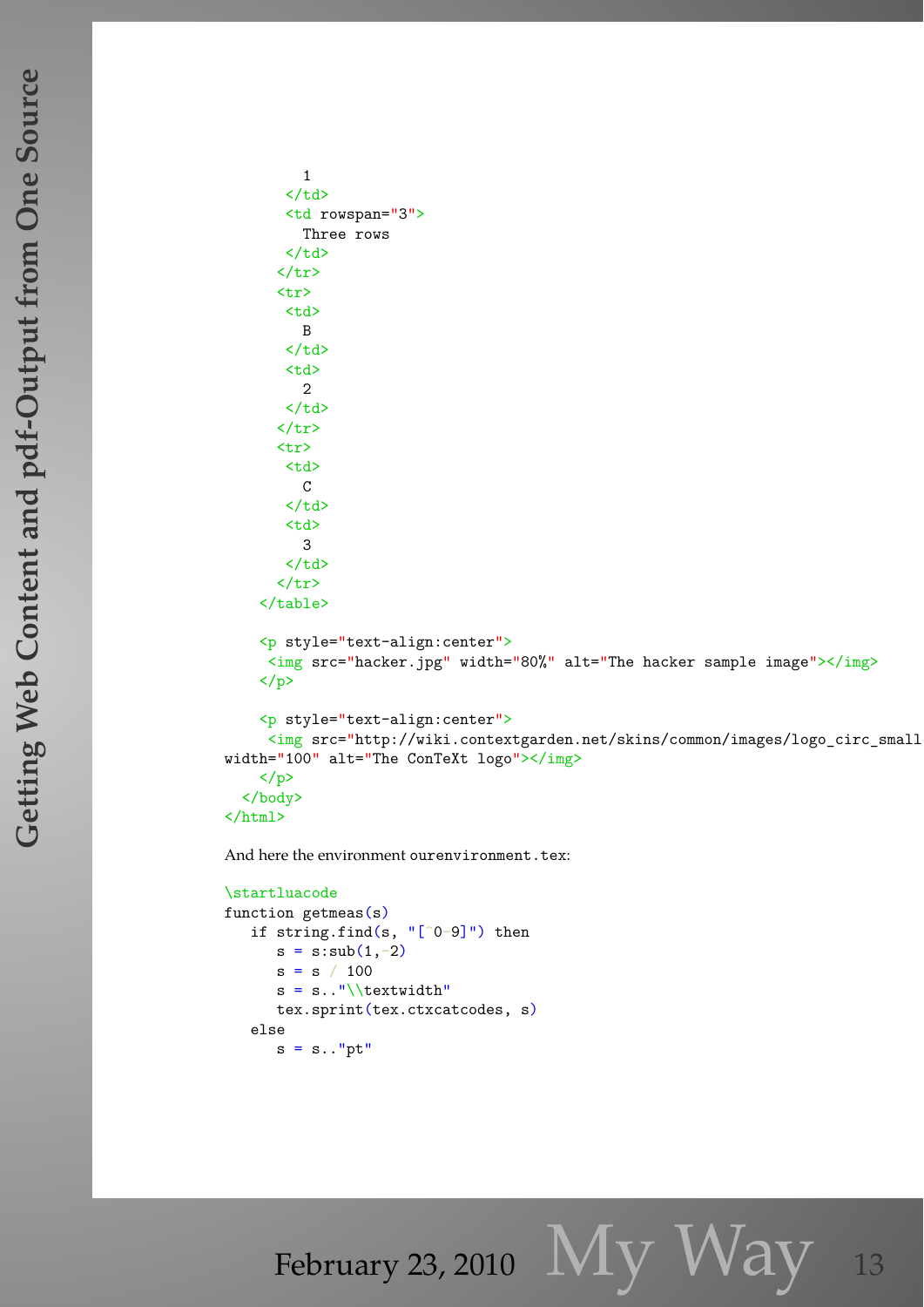```
          1
        </td>
        <td rowspan="3">
          Three rows
        </td>
      </tr>
      <tr>
        <td>
          B
        </td>
        <td>
          2
        </td>
      </tr>
      <tr>
        <td>
          C
        </td>
        <td>
          3
        </td>
      </tr>
    </table>

    <p style="text-align:center">
     <img src="hacker.jpg" width="80%" alt="The hacker sample image"></img>
    </p>

    <p style="text-align:center">
     <img src="http://wiki.contextgarden.net/skins/common/images/logo_circ_small
width="100" alt="The ConTeXt logo"></img>
    </p>
  </body>
</html>
```

And here the environment `ourenvironment.tex`:

```
\startluacode
function getmeas(s)
   if string.find(s, "[^0-9]") then
      s = s:sub(1,-2)
      s = s / 100
      s = s.."\\textwidth"
      tex.sprint(tex.ctxcatcodes, s)
   else
      s = s.."pt"
```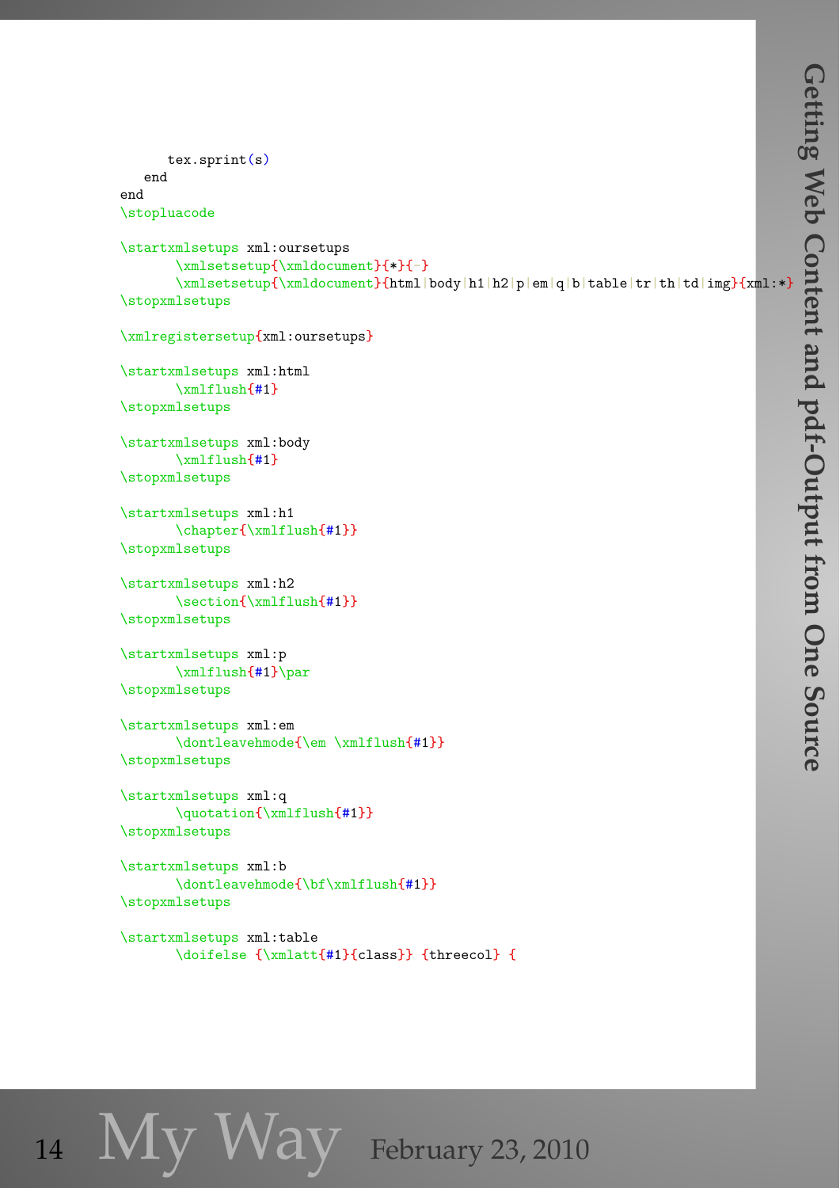```
      tex.sprint(s)
    end
end
\stopluacode

\startxmlsetups xml:oursetups
       \xmlsetsetup{\xmldocument}{*}{-}
       \xmlsetsetup{\xmldocument}{html|body|h1|h2|p|em|q|b|table|tr|th|td|img}{xml:*}
\stopxmlsetups

\xmlregistersetup{xml:oursetups}

\startxmlsetups xml:html
       \xmlflush{#1}
\stopxmlsetups

\startxmlsetups xml:body
       \xmlflush{#1}
\stopxmlsetups

\startxmlsetups xml:h1
       \chapter{\xmlflush{#1}}
\stopxmlsetups

\startxmlsetups xml:h2
       \section{\xmlflush{#1}}
\stopxmlsetups

\startxmlsetups xml:p
       \xmlflush{#1}\par
\stopxmlsetups

\startxmlsetups xml:em
       \dontleavehmode{\em \xmlflush{#1}}
\stopxmlsetups

\startxmlsetups xml:q
       \quotation{\xmlflush{#1}}
\stopxmlsetups

\startxmlsetups xml:b
       \dontleavehmode{\bf\xmlflush{#1}}
\stopxmlsetups

\startxmlsetups xml:table
       \doifelse {\xmlatt{#1}{class}} {threecol} {
```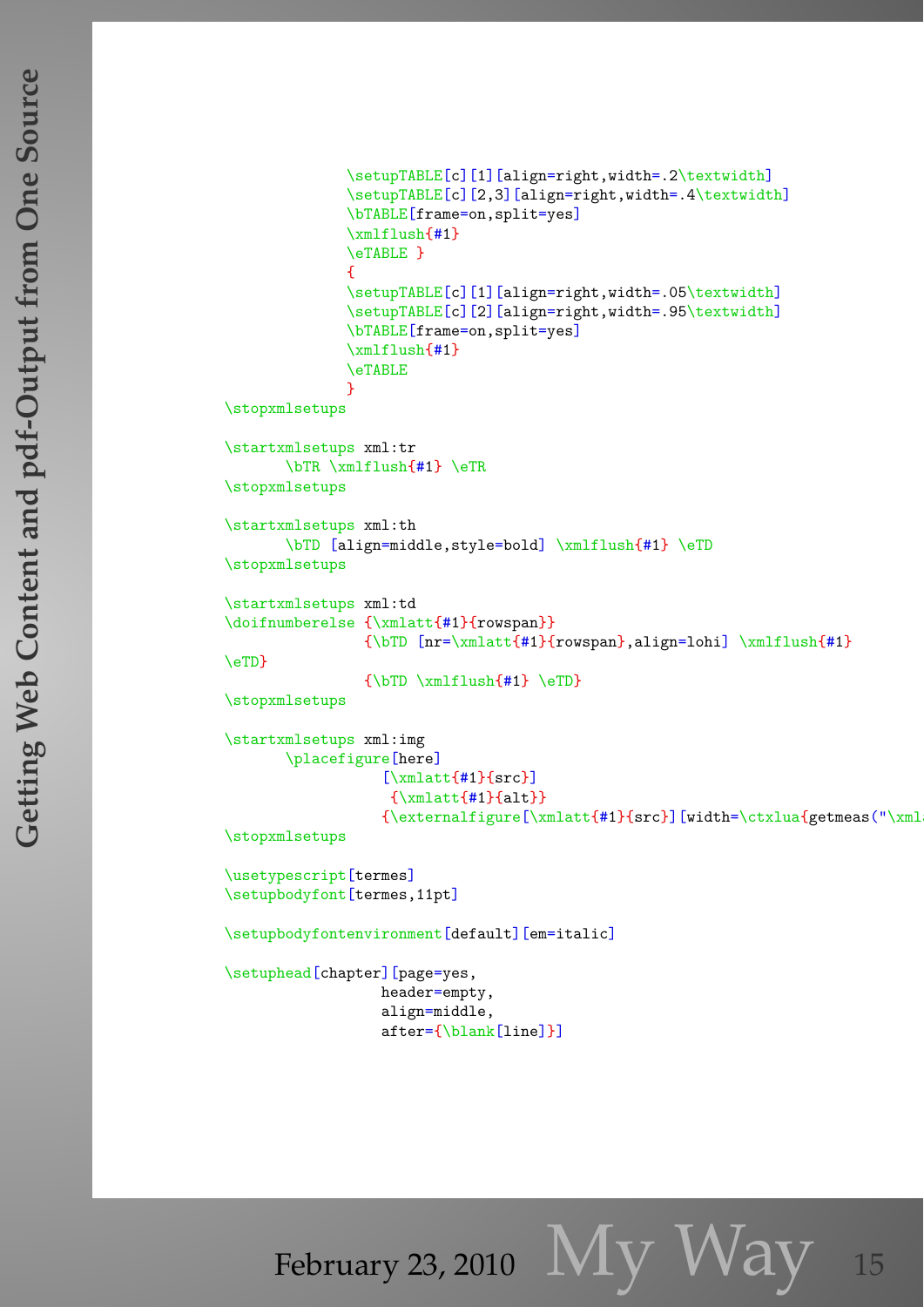```
                \setupTABLE[c][1][align=right,width=.2\textwidth]
                \setupTABLE[c][2,3][align=right,width=.4\textwidth]
                \bTABLE[frame=on,split=yes]
                \xmlflush{#1}
                \eTABLE }
                {
                \setupTABLE[c][1][align=right,width=.05\textwidth]
                \setupTABLE[c][2][align=right,width=.95\textwidth]
                \bTABLE[frame=on,split=yes]
                \xmlflush{#1}
                \eTABLE
                }
\stopxmlsetups

\startxmlsetups xml:tr
       \bTR \xmlflush{#1} \eTR
\stopxmlsetups

\startxmlsetups xml:th
       \bTD [align=middle,style=bold] \xmlflush{#1} \eTD
\stopxmlsetups

\startxmlsetups xml:td
\doifnumberelse {\xmlatt{#1}{rowspan}}
                {\bTD [nr=\xmlatt{#1}{rowspan},align=lohi] \xmlflush{#1}
\eTD}
                {\bTD \xmlflush{#1} \eTD}
\stopxmlsetups

\startxmlsetups xml:img
       \placefigure[here]
                  [\xmlatt{#1}{src}]
                   {\xmlatt{#1}{alt}}
                  {\externalfigure[\xmlatt{#1}{src}][width=\ctxlua{getmeas("\xml
\stopxmlsetups

\usetypescript[termes]
\setupbodyfont[termes,11pt]

\setupbodyfontenvironment[default][em=italic]

\setuphead[chapter][page=yes,
                  header=empty,
                  align=middle,
                  after={\blank[line]}]
```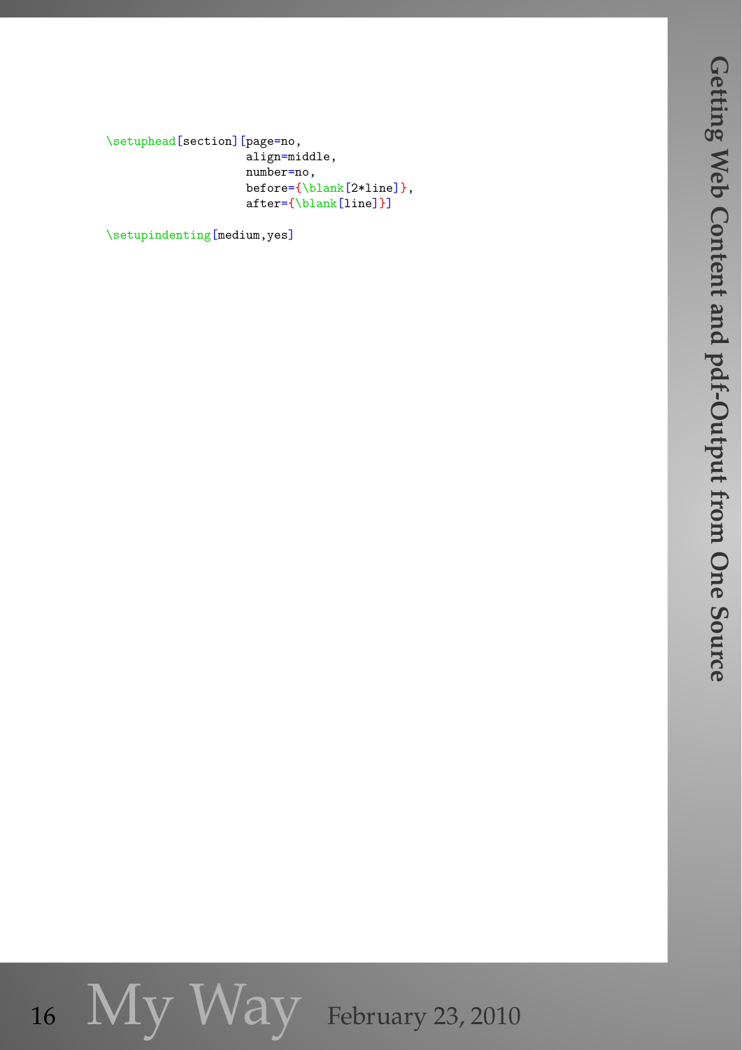```
\setuphead[section][page=no,
                    align=middle,
                    number=no,
                    before={\blank[2*line]},
                    after={\blank[line]}]

\setupindenting[medium,yes]
```